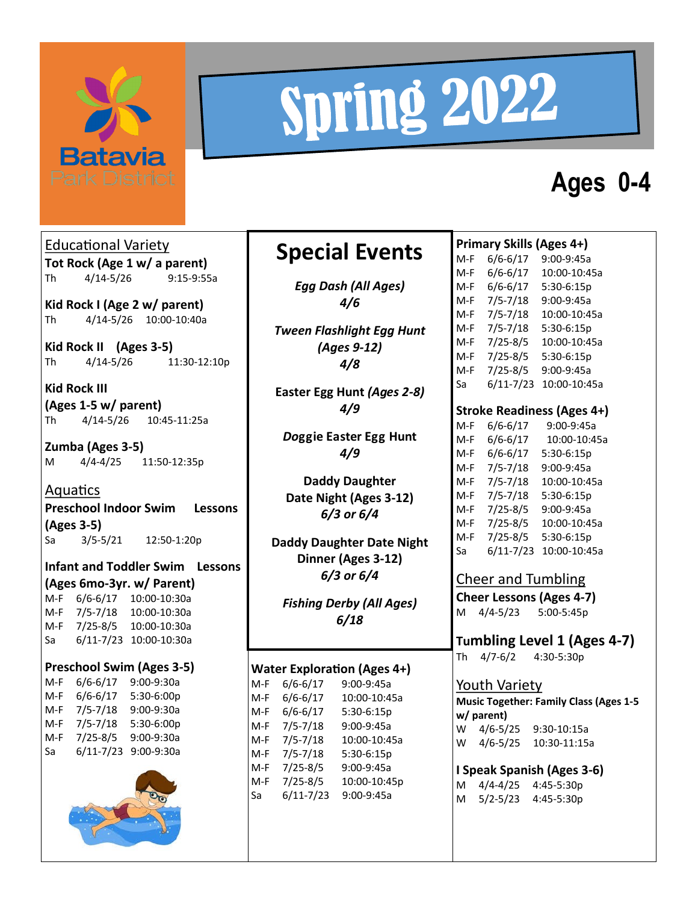Batavia Park District

# Spring 2022

## Ages 0-4

### Educational Variety

**Tot Rock (Age 1 w/ a parent)**
Th 4/14-5/26 9:15-9:55a

**Kid Rock I (Age 2 w/ parent)**
Th 4/14-5/26 10:00-10:40a

**Kid Rock II (Ages 3-5)**
Th 4/14-5/26 11:30-12:10p

**Kid Rock III (Ages 1-5 w/ parent)**
Th 4/14-5/26 10:45-11:25a

**Zumba (Ages 3-5)**
M 4/4-4/25 11:50-12:35p

### Aquatics

**Preschool Indoor Swim Lessons (Ages 3-5)**
Sa 3/5-5/21 12:50-1:20p

**Infant and Toddler Swim Lessons (Ages 6mo-3yr. w/ Parent)**
M-F 6/6-6/17 10:00-10:30a
M-F 7/5-7/18 10:00-10:30a
M-F 7/25-8/5 10:00-10:30a
Sa 6/11-7/23 10:00-10:30a

**Preschool Swim (Ages 3-5)**
M-F 6/6-6/17 9:00-9:30a
M-F 6/6-6/17 5:30-6:00p
M-F 7/5-7/18 9:00-9:30a
M-F 7/5-7/18 5:30-6:00p
M-F 7/25-8/5 9:00-9:30a
Sa 6/11-7/23 9:00-9:30a

## Special Events

***Egg Dash (All Ages)***
*4/6*

***Tween Flashlight Egg Hunt (Ages 9-12)***
*4/8*

**Easter Egg Hunt *(Ages 2-8)***
*4/9*

***Doggie* Easter Egg Hunt**
*4/9*

**Daddy Daughter Date Night (Ages 3-12)**
*6/3 or 6/4*

**Daddy Daughter Date Night Dinner (Ages 3-12)**
*6/3 or 6/4*

***Fishing Derby (All Ages)***
*6/18*

**Water Exploration (Ages 4+)**
M-F 6/6-6/17 9:00-9:45a
M-F 6/6-6/17 10:00-10:45a
M-F 6/6-6/17 5:30-6:15p
M-F 7/5-7/18 9:00-9:45a
M-F 7/5-7/18 10:00-10:45a
M-F 7/5-7/18 5:30-6:15p
M-F 7/25-8/5 9:00-9:45a
M-F 7/25-8/5 10:00-10:45p
Sa 6/11-7/23 9:00-9:45a

**Primary Skills (Ages 4+)**
M-F 6/6-6/17 9:00-9:45a
M-F 6/6-6/17 10:00-10:45a
M-F 6/6-6/17 5:30-6:15p
M-F 7/5-7/18 9:00-9:45a
M-F 7/5-7/18 10:00-10:45a
M-F 7/5-7/18 5:30-6:15p
M-F 7/25-8/5 10:00-10:45a
M-F 7/25-8/5 5:30-6:15p
M-F 7/25-8/5 9:00-9:45a
Sa 6/11-7/23 10:00-10:45a

**Stroke Readiness (Ages 4+)**
M-F 6/6-6/17 9:00-9:45a
M-F 6/6-6/17 10:00-10:45a
M-F 6/6-6/17 5:30-6:15p
M-F 7/5-7/18 9:00-9:45a
M-F 7/5-7/18 10:00-10:45a
M-F 7/5-7/18 5:30-6:15p
M-F 7/25-8/5 9:00-9:45a
M-F 7/25-8/5 10:00-10:45a
M-F 7/25-8/5 5:30-6:15p
Sa 6/11-7/23 10:00-10:45a

### Cheer and Tumbling

**Cheer Lessons (Ages 4-7)**
M 4/4-5/23 5:00-5:45p

**Tumbling Level 1 (Ages 4-7)**
Th 4/7-6/2 4:30-5:30p

### Youth Variety

**Music Together: Family Class (Ages 1-5 w/ parent)**
W 4/6-5/25 9:30-10:15a
W 4/6-5/25 10:30-11:15a

**I Speak Spanish (Ages 3-6)**
M 4/4-4/25 4:45-5:30p
M 5/2-5/23 4:45-5:30p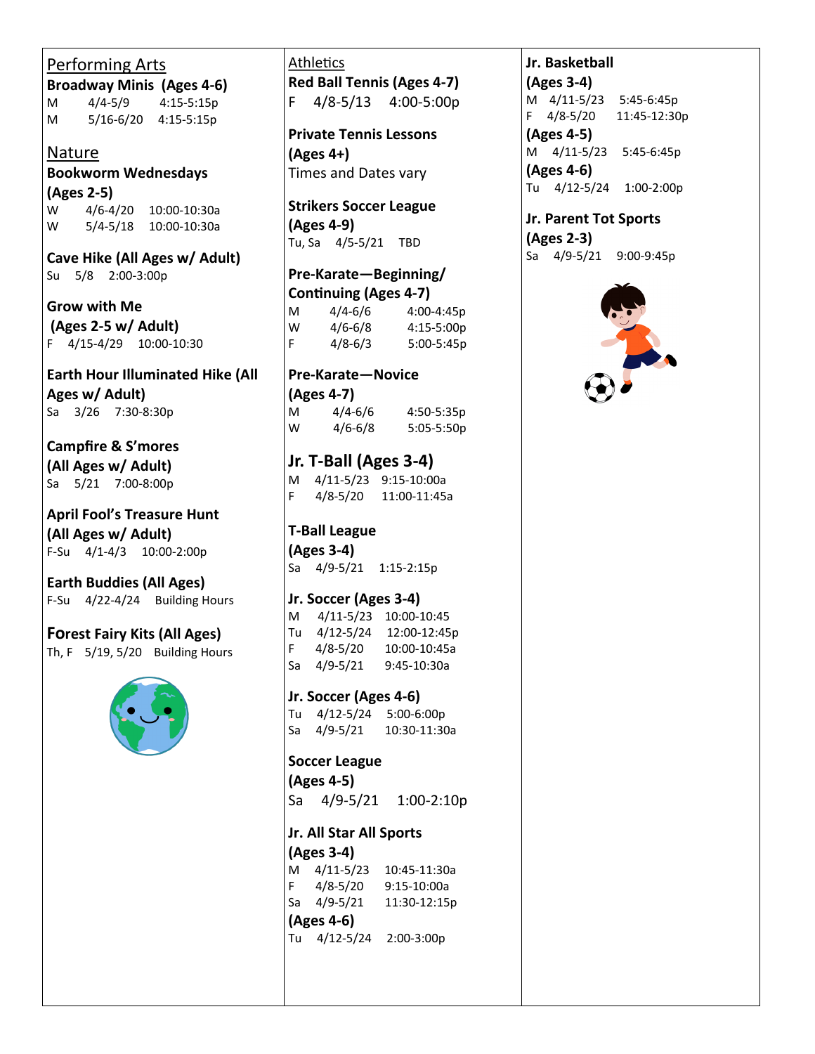## Performing Arts

**Broadway Minis (Ages 4-6)**
M 4/4-5/9 4:15-5:15p
M 5/16-6/20 4:15-5:15p

## Nature

**Bookworm Wednesdays (Ages 2-5)**
W 4/6-4/20 10:00-10:30a
W 5/4-5/18 10:00-10:30a

**Cave Hike (All Ages w/ Adult)**
Su 5/8 2:00-3:00p

**Grow with Me (Ages 2-5 w/ Adult)**
F 4/15-4/29 10:00-10:30

**Earth Hour Illuminated Hike (All Ages w/ Adult)**
Sa 3/26 7:30-8:30p

**Campfire & S'mores (All Ages w/ Adult)**
Sa 5/21 7:00-8:00p

**April Fool's Treasure Hunt (All Ages w/ Adult)**
F-Su 4/1-4/3 10:00-2:00p

**Earth Buddies (All Ages)**
F-Su 4/22-4/24 Building Hours

**Forest Fairy Kits (All Ages)**
Th, F 5/19, 5/20 Building Hours

## Athletics

**Red Ball Tennis (Ages 4-7)**
F 4/8-5/13 4:00-5:00p

**Private Tennis Lessons (Ages 4+)**
Times and Dates vary

**Strikers Soccer League (Ages 4-9)**
Tu, Sa 4/5-5/21 TBD

**Pre-Karate—Beginning/ Continuing (Ages 4-7)**
M 4/4-6/6 4:00-4:45p
W 4/6-6/8 4:15-5:00p
F 4/8-6/3 5:00-5:45p

**Pre-Karate—Novice (Ages 4-7)**
M 4/4-6/6 4:50-5:35p
W 4/6-6/8 5:05-5:50p

**Jr. T-Ball (Ages 3-4)**
M 4/11-5/23 9:15-10:00a
F 4/8-5/20 11:00-11:45a

**T-Ball League (Ages 3-4)**
Sa 4/9-5/21 1:15-2:15p

**Jr. Soccer (Ages 3-4)**
M 4/11-5/23 10:00-10:45
Tu 4/12-5/24 12:00-12:45p
F 4/8-5/20 10:00-10:45a
Sa 4/9-5/21 9:45-10:30a

**Jr. Soccer (Ages 4-6)**
Tu 4/12-5/24 5:00-6:00p
Sa 4/9-5/21 10:30-11:30a

**Soccer League (Ages 4-5)**
Sa 4/9-5/21 1:00-2:10p

**Jr. All Star All Sports**
**(Ages 3-4)**
M 4/11-5/23 10:45-11:30a
F 4/8-5/20 9:15-10:00a
Sa 4/9-5/21 11:30-12:15p
**(Ages 4-6)**
Tu 4/12-5/24 2:00-3:00p

**Jr. Basketball**
**(Ages 3-4)**
M 4/11-5/23 5:45-6:45p
F 4/8-5/20 11:45-12:30p
**(Ages 4-5)**
M 4/11-5/23 5:45-6:45p
**(Ages 4-6)**
Tu 4/12-5/24 1:00-2:00p

**Jr. Parent Tot Sports (Ages 2-3)**
Sa 4/9-5/21 9:00-9:45p